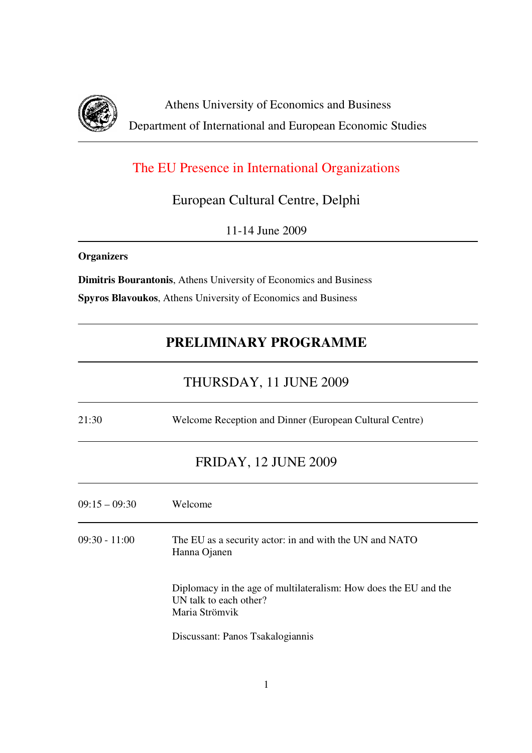Athens University of Economics and Business

Department of International and European Economic Studies

# The EU Presence in International Organizations

## European Cultural Centre, Delphi

11-14 June 2009

**Organizers**

**Dimitris Bourantonis**, Athens University of Economics and Business

**Spyros Blavoukos**, Athens University of Economics and Business

## PRELIMINARY PROGRAMME

### THURSDAY, 11 JUNE 2009

| | |
|---|---|
| 21:30 | Welcome Reception and Dinner (European Cultural Centre) |

### FRIDAY, 12 JUNE 2009

| | |
|---|---|
| 09:15 – 09:30 | Welcome |
| 09:30 - 11:00 | The EU as a security actor: in and with the UN and NATO<br>Hanna Ojanen<br><br>Diplomacy in the age of multilateralism: How does the EU and the UN talk to each other?<br>Maria Strömvik<br><br>Discussant: Panos Tsakalogiannis |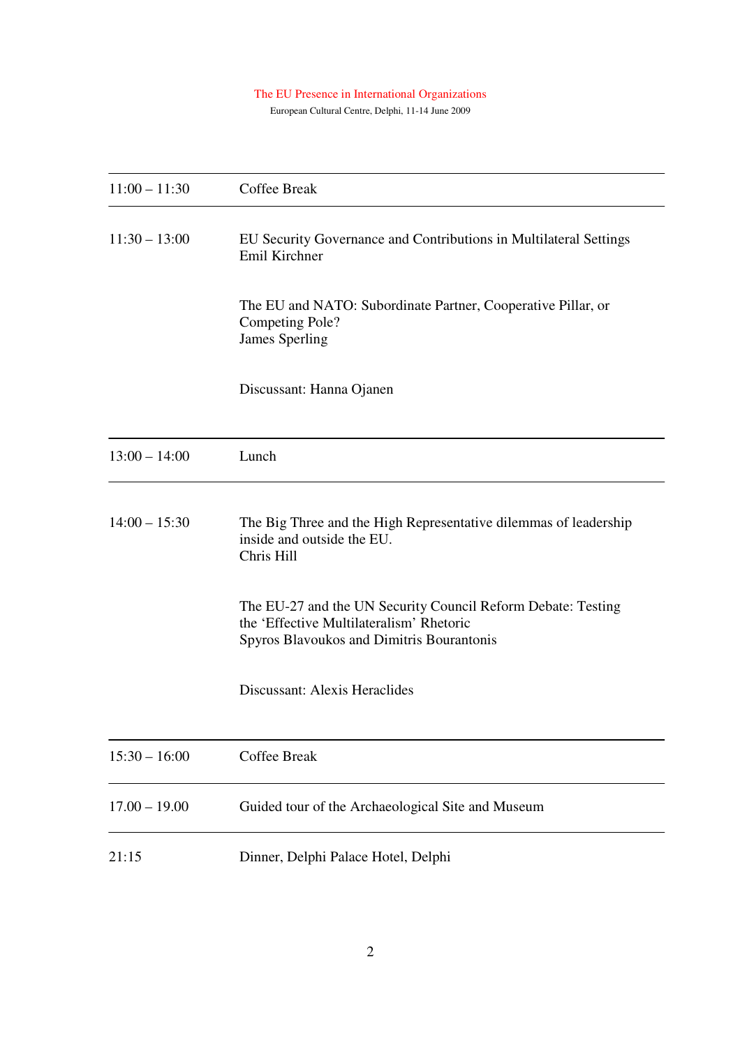| | |
|---|---|
| 11:00 – 11:30 | Coffee Break |
| 11:30 – 13:00 | EU Security Governance and Contributions in Multilateral Settings<br>Emil Kirchner<br><br>The EU and NATO: Subordinate Partner, Cooperative Pillar, or Competing Pole?<br>James Sperling<br><br>Discussant: Hanna Ojanen |
| 13:00 – 14:00 | Lunch |
| 14:00 – 15:30 | The Big Three and the High Representative dilemmas of leadership inside and outside the EU.<br>Chris Hill<br><br>The EU-27 and the UN Security Council Reform Debate: Testing the 'Effective Multilateralism' Rhetoric<br>Spyros Blavoukos and Dimitris Bourantonis<br><br>Discussant: Alexis Heraclides |
| 15:30 – 16:00 | Coffee Break |
| 17.00 – 19.00 | Guided tour of the Archaeological Site and Museum |
| 21:15 | Dinner, Delphi Palace Hotel, Delphi |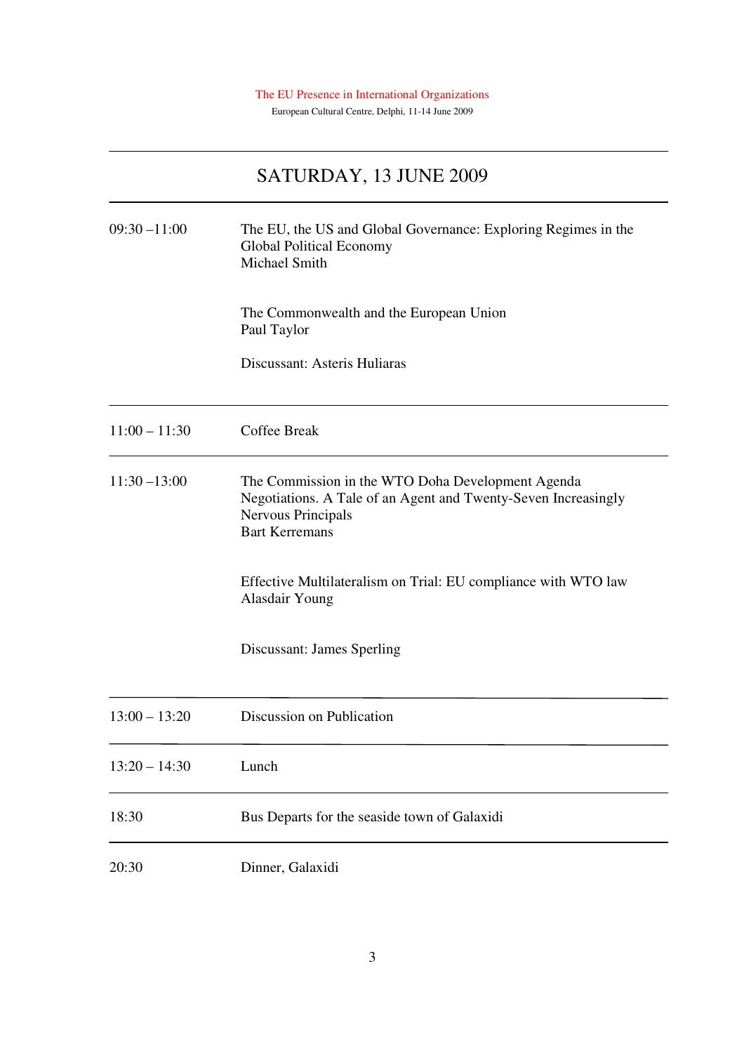## SATURDAY, 13 JUNE 2009

| | |
|---|---|
| 09:30 –11:00 | The EU, the US and Global Governance: Exploring Regimes in the Global Political Economy<br>Michael Smith<br><br>The Commonwealth and the European Union<br>Paul Taylor<br><br>Discussant: Asteris Huliaras |
| 11:00 – 11:30 | Coffee Break |
| 11:30 –13:00 | The Commission in the WTO Doha Development Agenda Negotiations. A Tale of an Agent and Twenty-Seven Increasingly Nervous Principals<br>Bart Kerremans<br><br>Effective Multilateralism on Trial: EU compliance with WTO law<br>Alasdair Young<br><br>Discussant: James Sperling |
| 13:00 – 13:20 | Discussion on Publication |
| 13:20 – 14:30 | Lunch |
| 18:30 | Bus Departs for the seaside town of Galaxidi |
| 20:30 | Dinner, Galaxidi |